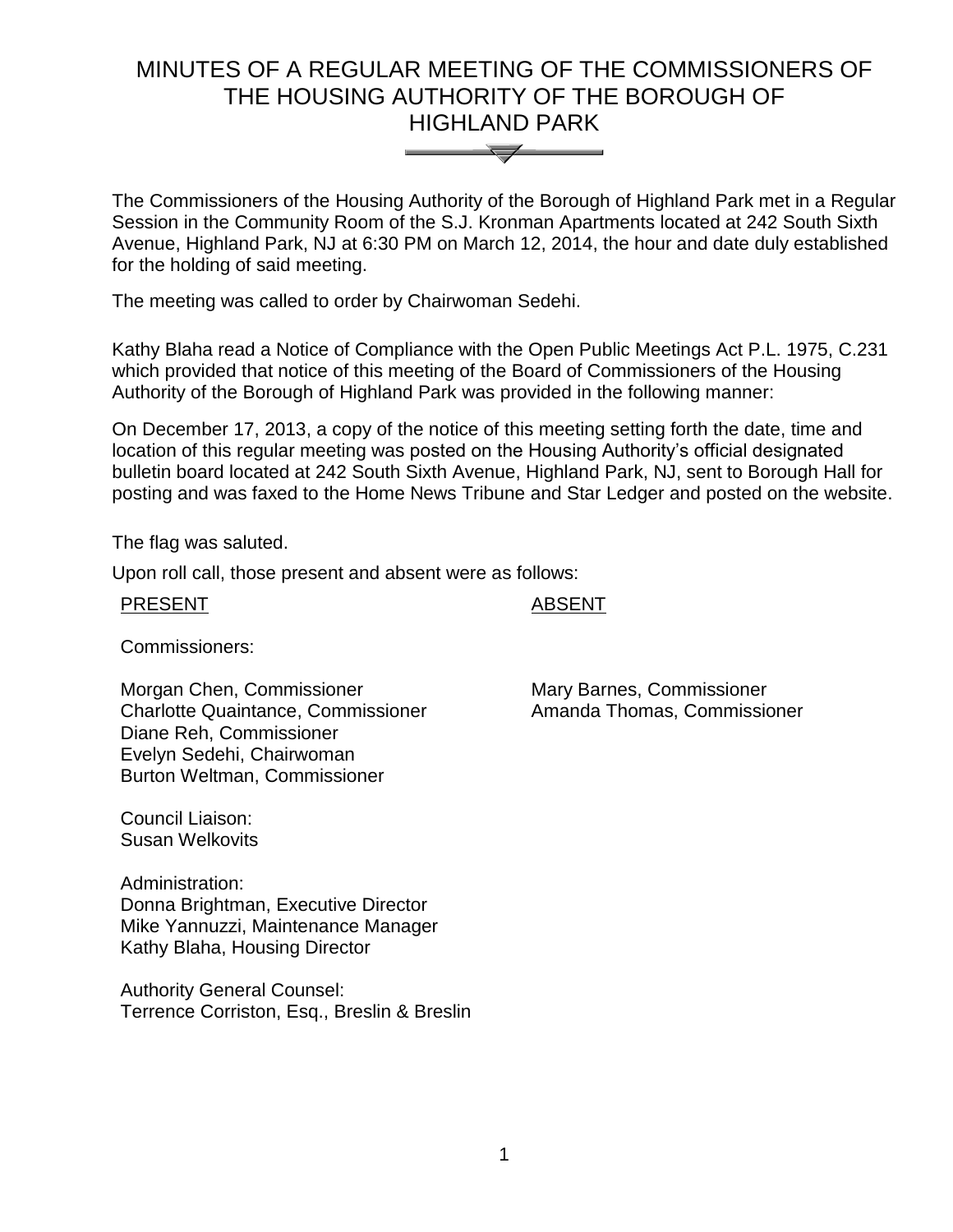# MINUTES OF A REGULAR MEETING OF THE COMMISSIONERS OF THE HOUSING AUTHORITY OF THE BOROUGH OF HIGHLAND PARK

The Commissioners of the Housing Authority of the Borough of Highland Park met in a Regular Session in the Community Room of the S.J. Kronman Apartments located at 242 South Sixth Avenue, Highland Park, NJ at 6:30 PM on March 12, 2014, the hour and date duly established for the holding of said meeting.

The meeting was called to order by Chairwoman Sedehi.

Kathy Blaha read a Notice of Compliance with the Open Public Meetings Act P.L. 1975, C.231 which provided that notice of this meeting of the Board of Commissioners of the Housing Authority of the Borough of Highland Park was provided in the following manner:

On December 17, 2013, a copy of the notice of this meeting setting forth the date, time and location of this regular meeting was posted on the Housing Authority's official designated bulletin board located at 242 South Sixth Avenue, Highland Park, NJ, sent to Borough Hall for posting and was faxed to the Home News Tribune and Star Ledger and posted on the website.

The flag was saluted.

Upon roll call, those present and absent were as follows:

<u>PRESENT</u>

Commissioners:

Morgan Chen, Commissioner
Charlotte Quaintance, Commissioner
Diane Reh, Commissioner
Evelyn Sedehi, Chairwoman
Burton Weltman, Commissioner

Council Liaison:
Susan Welkovits

Administration:
Donna Brightman, Executive Director
Mike Yannuzzi, Maintenance Manager
Kathy Blaha, Housing Director

Authority General Counsel:
Terrence Corriston, Esq., Breslin & Breslin

<u>ABSENT</u>

Mary Barnes, Commissioner
Amanda Thomas, Commissioner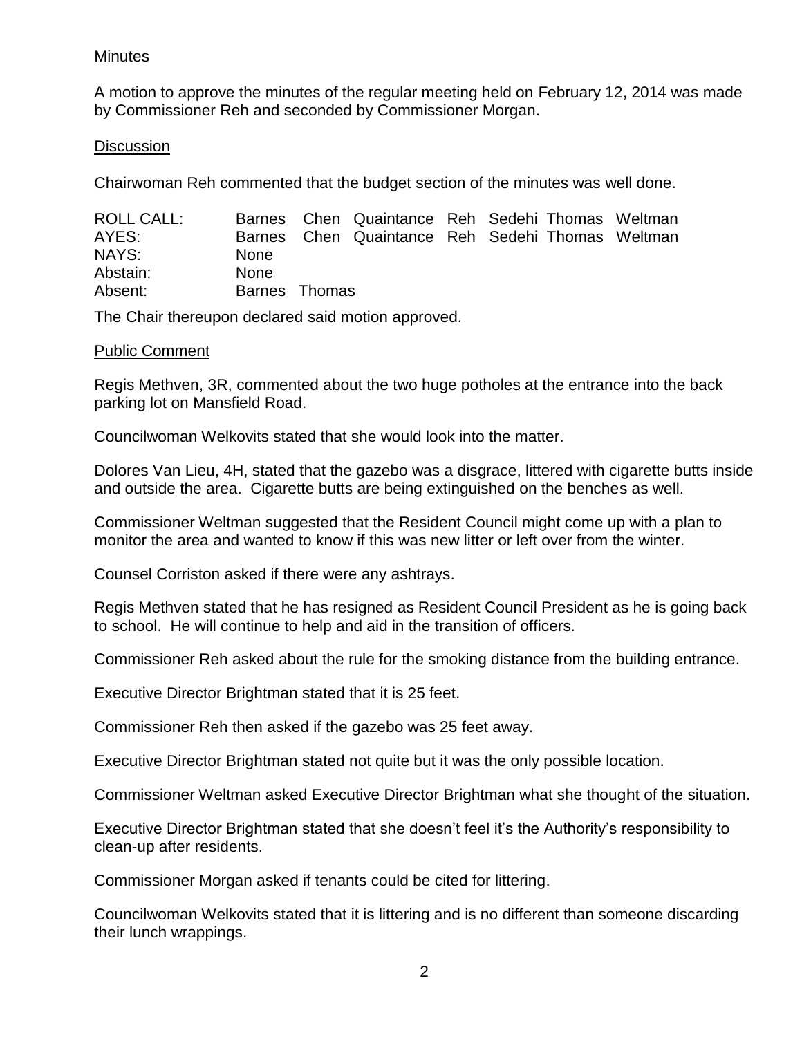Minutes

A motion to approve the minutes of the regular meeting held on February 12, 2014 was made by Commissioner Reh and seconded by Commissioner Morgan.

Discussion

Chairwoman Reh commented that the budget section of the minutes was well done.

| | | | | | | | |
|---|---|---|---|---|---|---|---|
| ROLL CALL: | Barnes | Chen | Quaintance | Reh | Sedehi | Thomas | Weltman |
| AYES: | Barnes | Chen | Quaintance | Reh | Sedehi | Thomas | Weltman |
| NAYS: | None | | | | | | |
| Abstain: | None | | | | | | |
| Absent: | Barnes | Thomas | | | | | |

The Chair thereupon declared said motion approved.

Public Comment

Regis Methven, 3R, commented about the two huge potholes at the entrance into the back parking lot on Mansfield Road.

Councilwoman Welkovits stated that she would look into the matter.

Dolores Van Lieu, 4H, stated that the gazebo was a disgrace, littered with cigarette butts inside and outside the area. Cigarette butts are being extinguished on the benches as well.

Commissioner Weltman suggested that the Resident Council might come up with a plan to monitor the area and wanted to know if this was new litter or left over from the winter.

Counsel Corriston asked if there were any ashtrays.

Regis Methven stated that he has resigned as Resident Council President as he is going back to school. He will continue to help and aid in the transition of officers.

Commissioner Reh asked about the rule for the smoking distance from the building entrance.

Executive Director Brightman stated that it is 25 feet.

Commissioner Reh then asked if the gazebo was 25 feet away.

Executive Director Brightman stated not quite but it was the only possible location.

Commissioner Weltman asked Executive Director Brightman what she thought of the situation.

Executive Director Brightman stated that she doesn't feel it's the Authority's responsibility to clean-up after residents.

Commissioner Morgan asked if tenants could be cited for littering.

Councilwoman Welkovits stated that it is littering and is no different than someone discarding their lunch wrappings.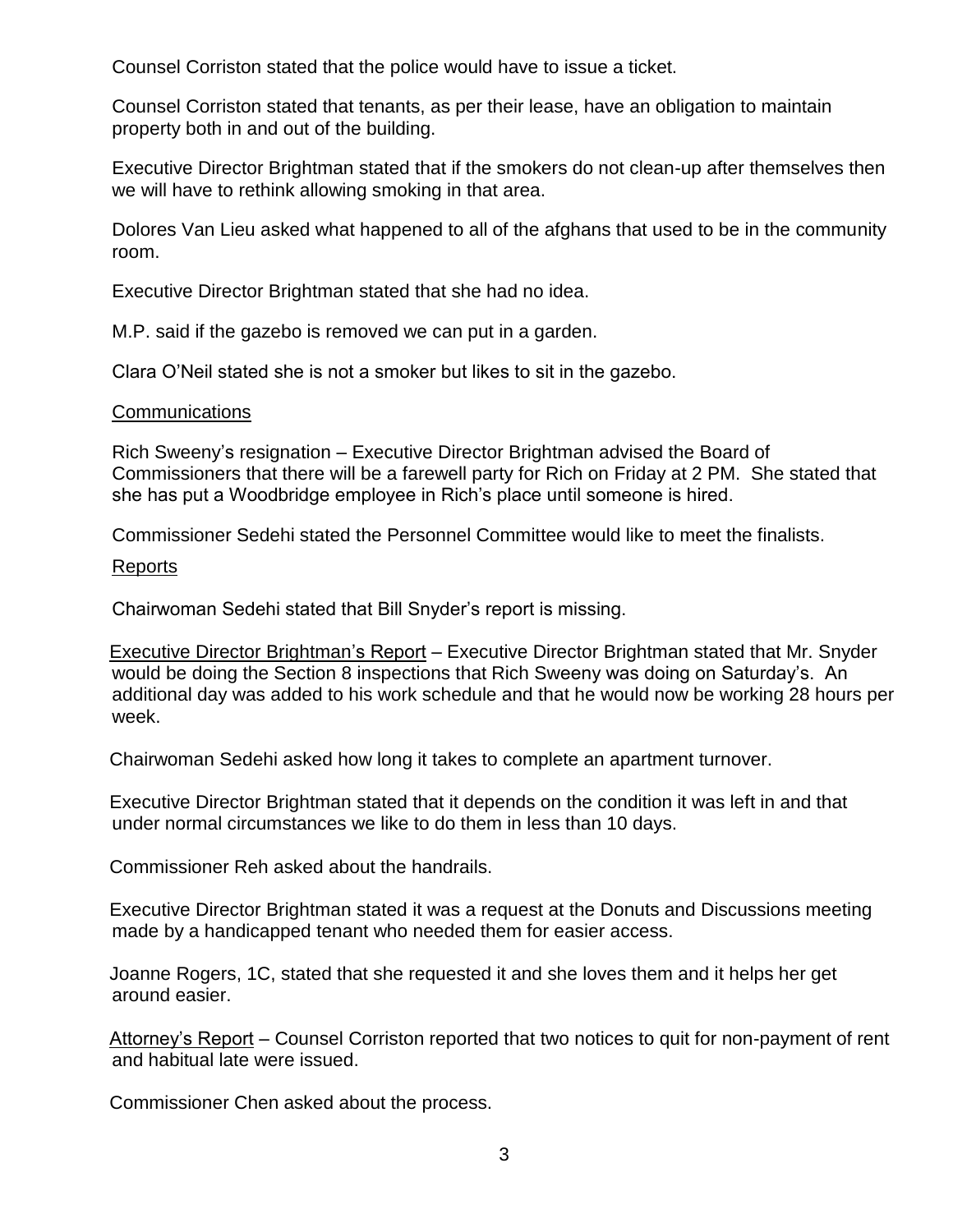Counsel Corriston stated that the police would have to issue a ticket.

Counsel Corriston stated that tenants, as per their lease, have an obligation to maintain property both in and out of the building.

Executive Director Brightman stated that if the smokers do not clean-up after themselves then we will have to rethink allowing smoking in that area.

Dolores Van Lieu asked what happened to all of the afghans that used to be in the community room.

Executive Director Brightman stated that she had no idea.

M.P. said if the gazebo is removed we can put in a garden.

Clara O'Neil stated she is not a smoker but likes to sit in the gazebo.

<u>Communications</u>

Rich Sweeny's resignation – Executive Director Brightman advised the Board of Commissioners that there will be a farewell party for Rich on Friday at 2 PM. She stated that she has put a Woodbridge employee in Rich's place until someone is hired.

Commissioner Sedehi stated the Personnel Committee would like to meet the finalists.

<u>Reports</u>

Chairwoman Sedehi stated that Bill Snyder's report is missing.

<u>Executive Director Brightman's Report</u> – Executive Director Brightman stated that Mr. Snyder would be doing the Section 8 inspections that Rich Sweeny was doing on Saturday's. An additional day was added to his work schedule and that he would now be working 28 hours per week.

Chairwoman Sedehi asked how long it takes to complete an apartment turnover.

Executive Director Brightman stated that it depends on the condition it was left in and that under normal circumstances we like to do them in less than 10 days.

Commissioner Reh asked about the handrails.

Executive Director Brightman stated it was a request at the Donuts and Discussions meeting made by a handicapped tenant who needed them for easier access.

Joanne Rogers, 1C, stated that she requested it and she loves them and it helps her get around easier.

<u>Attorney's Report</u> – Counsel Corriston reported that two notices to quit for non-payment of rent and habitual late were issued.

Commissioner Chen asked about the process.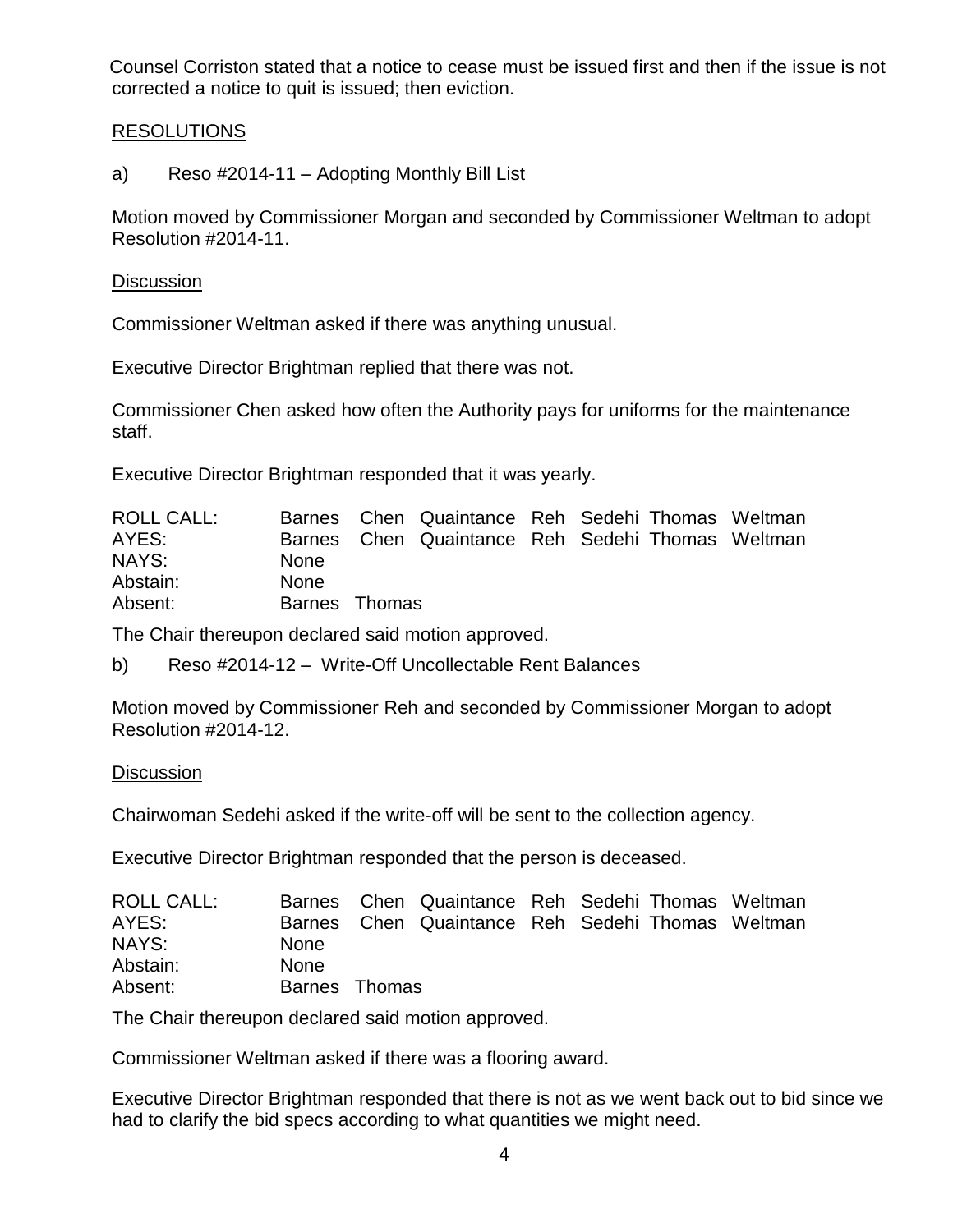Counsel Corriston stated that a notice to cease must be issued first and then if the issue is not corrected a notice to quit is issued; then eviction.

RESOLUTIONS

a) Reso #2014-11 – Adopting Monthly Bill List

Motion moved by Commissioner Morgan and seconded by Commissioner Weltman to adopt Resolution #2014-11.

Discussion

Commissioner Weltman asked if there was anything unusual.

Executive Director Brightman replied that there was not.

Commissioner Chen asked how often the Authority pays for uniforms for the maintenance staff.

Executive Director Brightman responded that it was yearly.

| | | | | | | | |
|---|---|---|---|---|---|---|---|
| ROLL CALL: | Barnes | Chen | Quaintance | Reh | Sedehi | Thomas | Weltman |
| AYES: | Barnes | Chen | Quaintance | Reh | Sedehi | Thomas | Weltman |
| NAYS: | None | | | | | | |
| Abstain: | None | | | | | | |
| Absent: | Barnes | Thomas | | | | | |

The Chair thereupon declared said motion approved.

b) Reso #2014-12 – Write-Off Uncollectable Rent Balances

Motion moved by Commissioner Reh and seconded by Commissioner Morgan to adopt Resolution #2014-12.

Discussion

Chairwoman Sedehi asked if the write-off will be sent to the collection agency.

Executive Director Brightman responded that the person is deceased.

| | | | | | | | |
|---|---|---|---|---|---|---|---|
| ROLL CALL: | Barnes | Chen | Quaintance | Reh | Sedehi | Thomas | Weltman |
| AYES: | Barnes | Chen | Quaintance | Reh | Sedehi | Thomas | Weltman |
| NAYS: | None | | | | | | |
| Abstain: | None | | | | | | |
| Absent: | Barnes | Thomas | | | | | |

The Chair thereupon declared said motion approved.

Commissioner Weltman asked if there was a flooring award.

Executive Director Brightman responded that there is not as we went back out to bid since we had to clarify the bid specs according to what quantities we might need.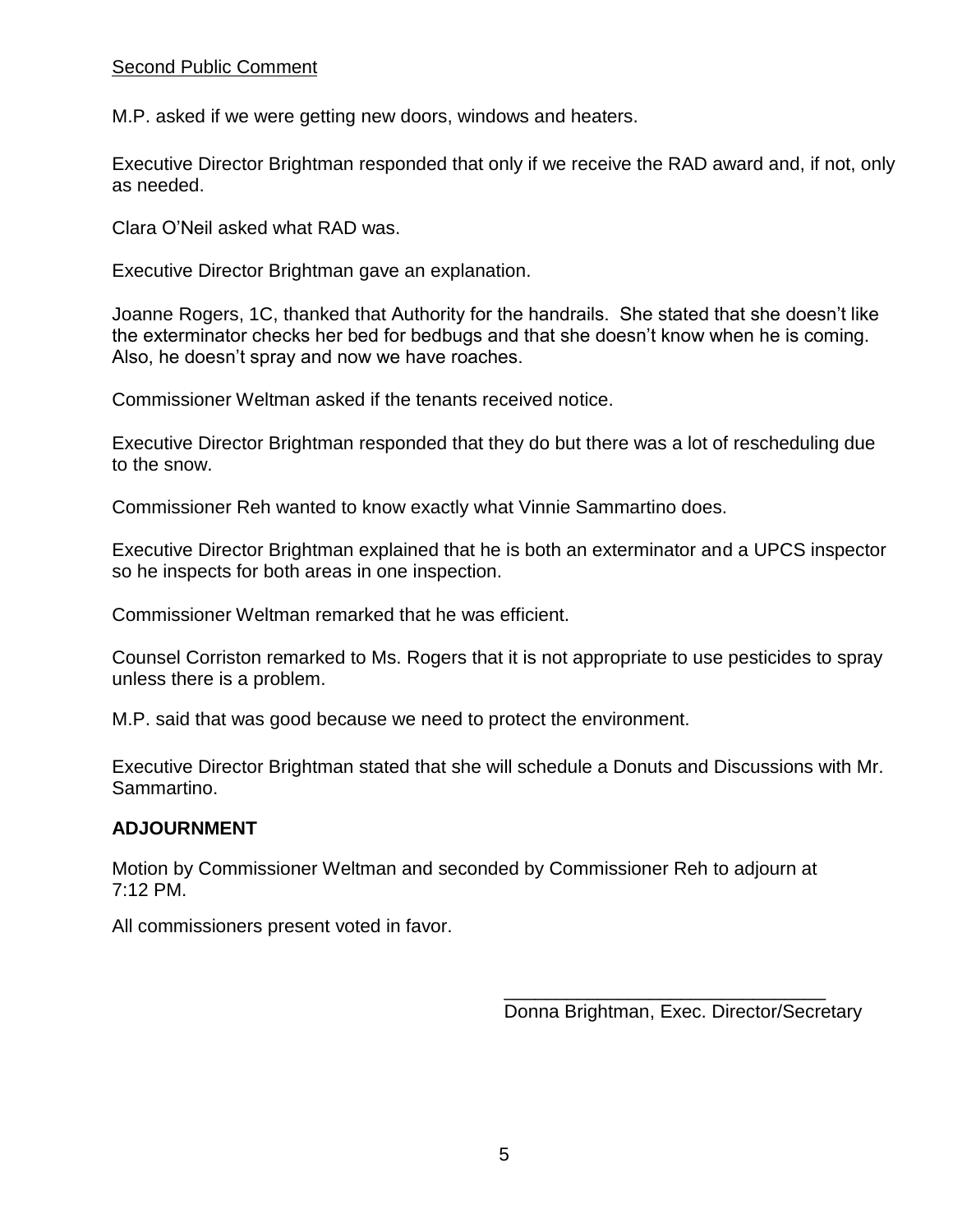Second Public Comment

M.P. asked if we were getting new doors, windows and heaters.

Executive Director Brightman responded that only if we receive the RAD award and, if not, only as needed.

Clara O'Neil asked what RAD was.

Executive Director Brightman gave an explanation.

Joanne Rogers, 1C, thanked that Authority for the handrails. She stated that she doesn't like the exterminator checks her bed for bedbugs and that she doesn't know when he is coming. Also, he doesn't spray and now we have roaches.

Commissioner Weltman asked if the tenants received notice.

Executive Director Brightman responded that they do but there was a lot of rescheduling due to the snow.

Commissioner Reh wanted to know exactly what Vinnie Sammartino does.

Executive Director Brightman explained that he is both an exterminator and a UPCS inspector so he inspects for both areas in one inspection.

Commissioner Weltman remarked that he was efficient.

Counsel Corriston remarked to Ms. Rogers that it is not appropriate to use pesticides to spray unless there is a problem.

M.P. said that was good because we need to protect the environment.

Executive Director Brightman stated that she will schedule a Donuts and Discussions with Mr. Sammartino.

## ADJOURNMENT

Motion by Commissioner Weltman and seconded by Commissioner Reh to adjourn at 7:12 PM.

All commissioners present voted in favor.

\_\_\_\_\_\_\_\_\_\_\_\_\_\_\_\_\_\_\_\_\_\_\_\_\_\_\_\_\_\_\_\_

Donna Brightman, Exec. Director/Secretary